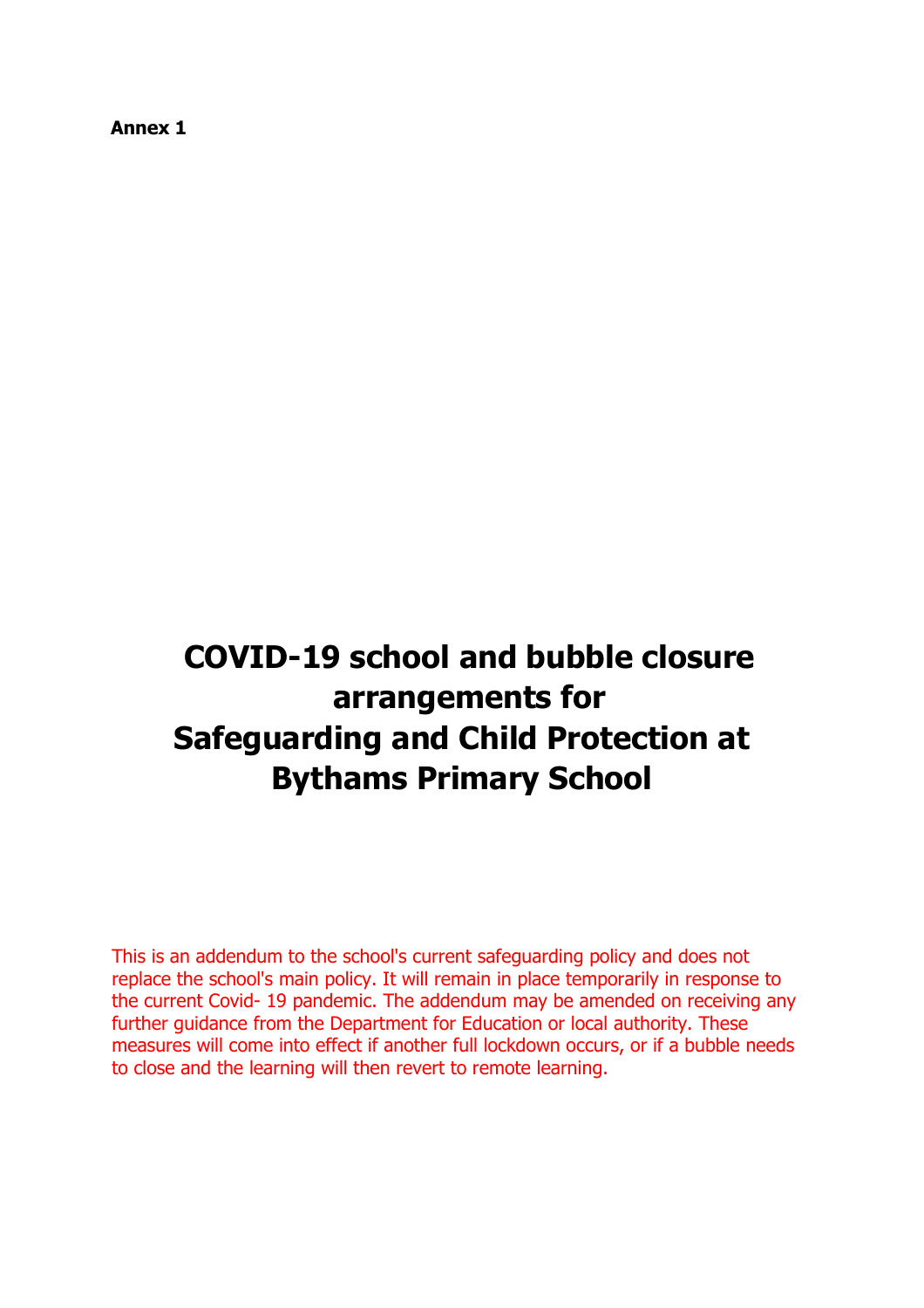**Annex 1**

# COVID-19 school and bubble closure arrangements for Safeguarding and Child Protection at Bythams Primary School

This is an addendum to the school's current safeguarding policy and does not replace the school's main policy. It will remain in place temporarily in response to the current Covid- 19 pandemic. The addendum may be amended on receiving any further guidance from the Department for Education or local authority. These measures will come into effect if another full lockdown occurs, or if a bubble needs to close and the learning will then revert to remote learning.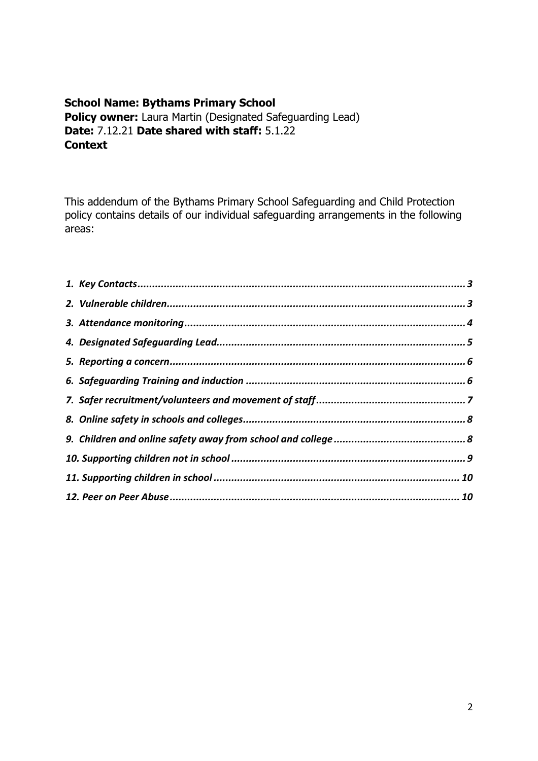**School Name: Bythams Primary School**
**Policy owner:** Laura Martin (Designated Safeguarding Lead)
**Date:** 7.12.21 **Date shared with staff:** 5.1.22
**Context**

This addendum of the Bythams Primary School Safeguarding and Child Protection policy contains details of our individual safeguarding arrangements in the following areas:

1. ***Key Contacts*** ..... ***3***
2. ***Vulnerable children*** ..... ***3***
3. ***Attendance monitoring*** ..... ***4***
4. ***Designated Safeguarding Lead*** ..... ***5***
5. ***Reporting a concern*** ..... ***6***
6. ***Safeguarding Training and induction*** ..... ***6***
7. ***Safer recruitment/volunteers and movement of staff*** ..... ***7***
8. ***Online safety in schools and colleges*** ..... ***8***
9. ***Children and online safety away from school and college*** ..... ***8***
10. ***Supporting children not in school*** ..... ***9***
11. ***Supporting children in school*** ..... ***10***
12. ***Peer on Peer Abuse*** ..... ***10***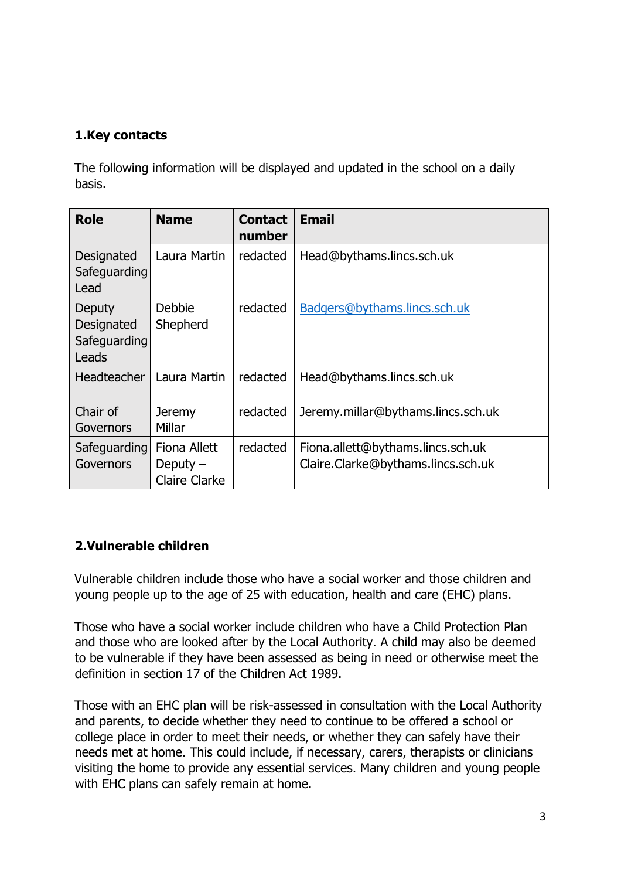## 1.Key contacts

The following information will be displayed and updated in the school on a daily basis.

| Role | Name | Contact number | Email |
|---|---|---|---|
| Designated Safeguarding Lead | Laura Martin | redacted | Head@bythams.lincs.sch.uk |
| Deputy Designated Safeguarding Leads | Debbie Shepherd | redacted | Badgers@bythams.lincs.sch.uk |
| Headteacher | Laura Martin | redacted | Head@bythams.lincs.sch.uk |
| Chair of Governors | Jeremy Millar | redacted | Jeremy.millar@bythams.lincs.sch.uk |
| Safeguarding Governors | Fiona Allett Deputy – Claire Clarke | redacted | Fiona.allett@bythams.lincs.sch.uk Claire.Clarke@bythams.lincs.sch.uk |

## 2.Vulnerable children

Vulnerable children include those who have a social worker and those children and young people up to the age of 25 with education, health and care (EHC) plans.

Those who have a social worker include children who have a Child Protection Plan and those who are looked after by the Local Authority. A child may also be deemed to be vulnerable if they have been assessed as being in need or otherwise meet the definition in section 17 of the Children Act 1989.

Those with an EHC plan will be risk-assessed in consultation with the Local Authority and parents, to decide whether they need to continue to be offered a school or college place in order to meet their needs, or whether they can safely have their needs met at home. This could include, if necessary, carers, therapists or clinicians visiting the home to provide any essential services. Many children and young people with EHC plans can safely remain at home.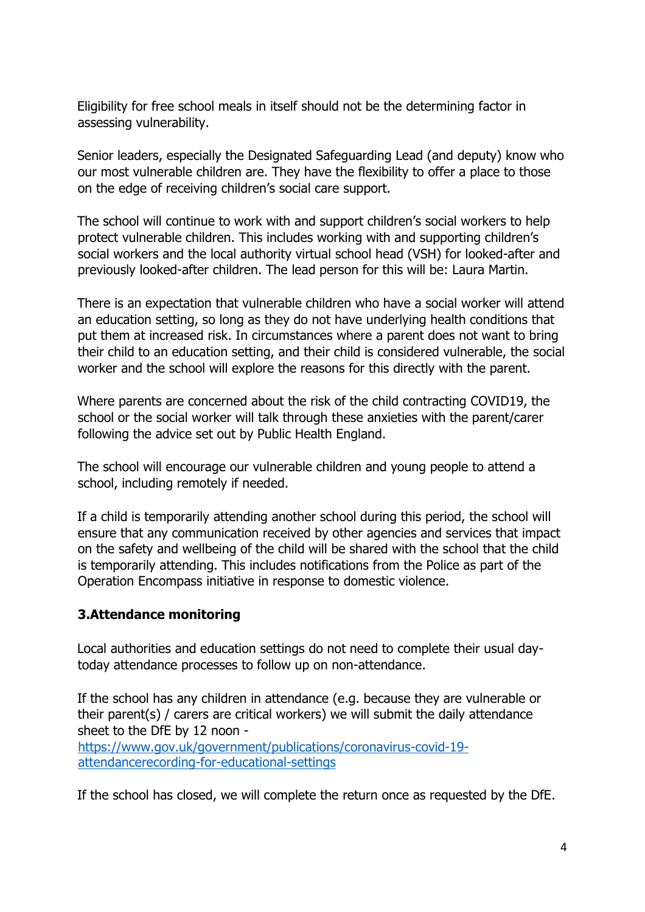Eligibility for free school meals in itself should not be the determining factor in assessing vulnerability.

Senior leaders, especially the Designated Safeguarding Lead (and deputy) know who our most vulnerable children are. They have the flexibility to offer a place to those on the edge of receiving children's social care support.

The school will continue to work with and support children's social workers to help protect vulnerable children. This includes working with and supporting children's social workers and the local authority virtual school head (VSH) for looked-after and previously looked-after children. The lead person for this will be: Laura Martin.

There is an expectation that vulnerable children who have a social worker will attend an education setting, so long as they do not have underlying health conditions that put them at increased risk. In circumstances where a parent does not want to bring their child to an education setting, and their child is considered vulnerable, the social worker and the school will explore the reasons for this directly with the parent.

Where parents are concerned about the risk of the child contracting COVID19, the school or the social worker will talk through these anxieties with the parent/carer following the advice set out by Public Health England.

The school will encourage our vulnerable children and young people to attend a school, including remotely if needed.

If a child is temporarily attending another school during this period, the school will ensure that any communication received by other agencies and services that impact on the safety and wellbeing of the child will be shared with the school that the child is temporarily attending. This includes notifications from the Police as part of the Operation Encompass initiative in response to domestic violence.

## 3.Attendance monitoring

Local authorities and education settings do not need to complete their usual day-today attendance processes to follow up on non-attendance.

If the school has any children in attendance (e.g. because they are vulnerable or their parent(s) / carers are critical workers) we will submit the daily attendance sheet to the DfE by 12 noon - [https://www.gov.uk/government/publications/coronavirus-covid-19-attendancerecording-for-educational-settings](https://www.gov.uk/government/publications/coronavirus-covid-19-attendancerecording-for-educational-settings)

If the school has closed, we will complete the return once as requested by the DfE.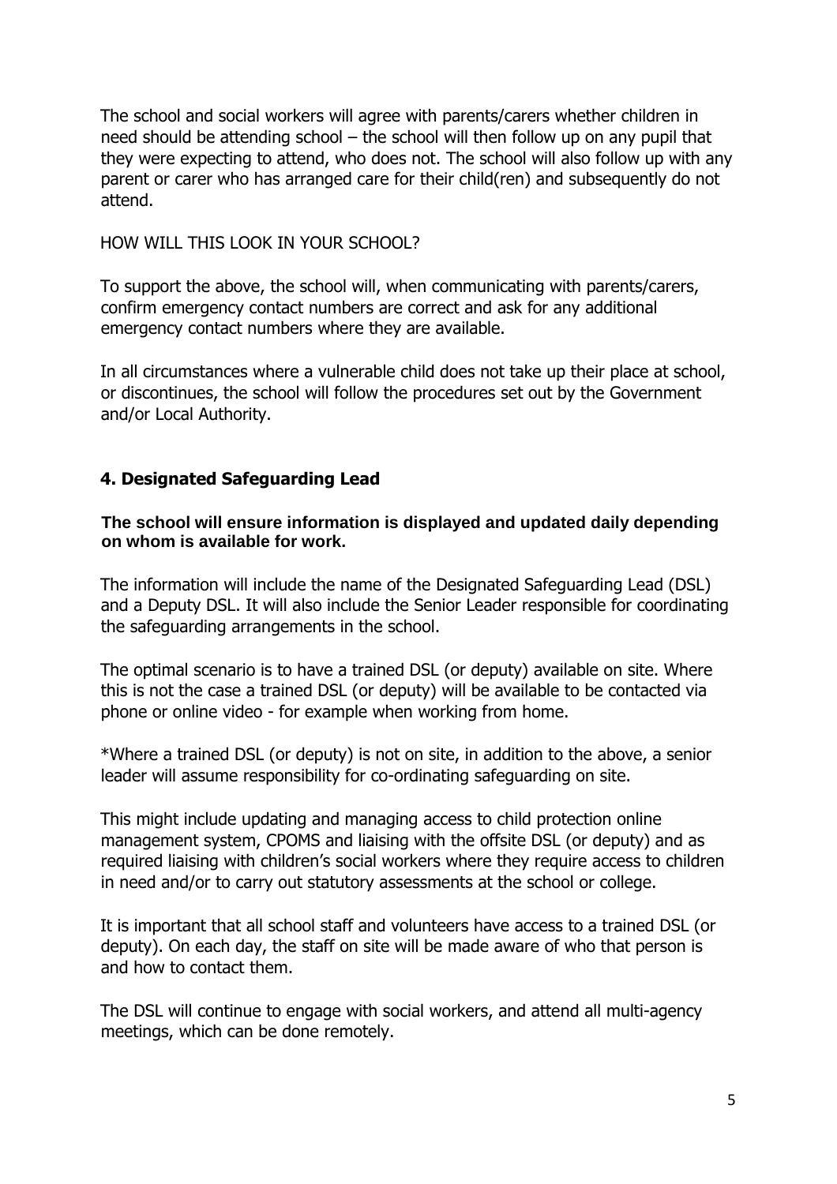The school and social workers will agree with parents/carers whether children in need should be attending school – the school will then follow up on any pupil that they were expecting to attend, who does not. The school will also follow up with any parent or carer who has arranged care for their child(ren) and subsequently do not attend.

HOW WILL THIS LOOK IN YOUR SCHOOL?

To support the above, the school will, when communicating with parents/carers, confirm emergency contact numbers are correct and ask for any additional emergency contact numbers where they are available.

In all circumstances where a vulnerable child does not take up their place at school, or discontinues, the school will follow the procedures set out by the Government and/or Local Authority.

## 4. Designated Safeguarding Lead

**The school will ensure information is displayed and updated daily depending on whom is available for work.**

The information will include the name of the Designated Safeguarding Lead (DSL) and a Deputy DSL. It will also include the Senior Leader responsible for coordinating the safeguarding arrangements in the school.

The optimal scenario is to have a trained DSL (or deputy) available on site. Where this is not the case a trained DSL (or deputy) will be available to be contacted via phone or online video - for example when working from home.

*Where a trained DSL (or deputy) is not on site, in addition to the above, a senior leader will assume responsibility for co-ordinating safeguarding on site.

This might include updating and managing access to child protection online management system, CPOMS and liaising with the offsite DSL (or deputy) and as required liaising with children's social workers where they require access to children in need and/or to carry out statutory assessments at the school or college.

It is important that all school staff and volunteers have access to a trained DSL (or deputy). On each day, the staff on site will be made aware of who that person is and how to contact them.

The DSL will continue to engage with social workers, and attend all multi-agency meetings, which can be done remotely.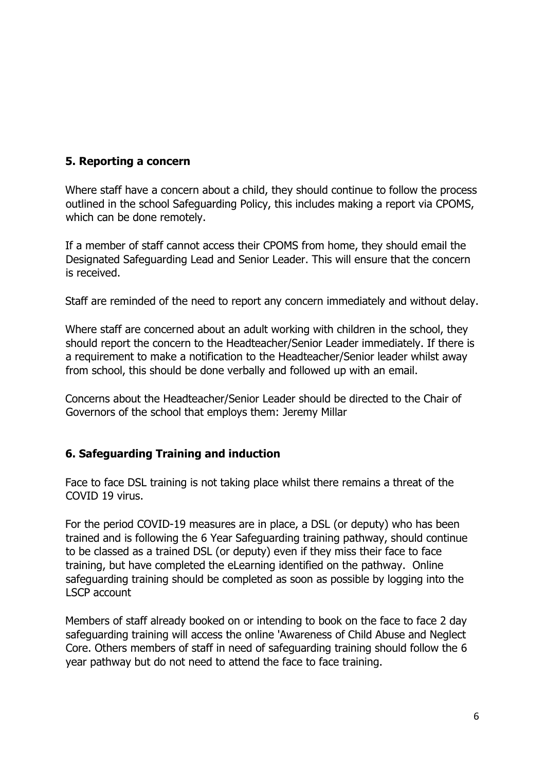## 5. Reporting a concern

Where staff have a concern about a child, they should continue to follow the process outlined in the school Safeguarding Policy, this includes making a report via CPOMS, which can be done remotely.

If a member of staff cannot access their CPOMS from home, they should email the Designated Safeguarding Lead and Senior Leader. This will ensure that the concern is received.

Staff are reminded of the need to report any concern immediately and without delay.

Where staff are concerned about an adult working with children in the school, they should report the concern to the Headteacher/Senior Leader immediately. If there is a requirement to make a notification to the Headteacher/Senior leader whilst away from school, this should be done verbally and followed up with an email.

Concerns about the Headteacher/Senior Leader should be directed to the Chair of Governors of the school that employs them: Jeremy Millar

## 6. Safeguarding Training and induction

Face to face DSL training is not taking place whilst there remains a threat of the COVID 19 virus.

For the period COVID-19 measures are in place, a DSL (or deputy) who has been trained and is following the 6 Year Safeguarding training pathway, should continue to be classed as a trained DSL (or deputy) even if they miss their face to face training, but have completed the eLearning identified on the pathway. Online safeguarding training should be completed as soon as possible by logging into the LSCP account

Members of staff already booked on or intending to book on the face to face 2 day safeguarding training will access the online 'Awareness of Child Abuse and Neglect Core. Others members of staff in need of safeguarding training should follow the 6 year pathway but do not need to attend the face to face training.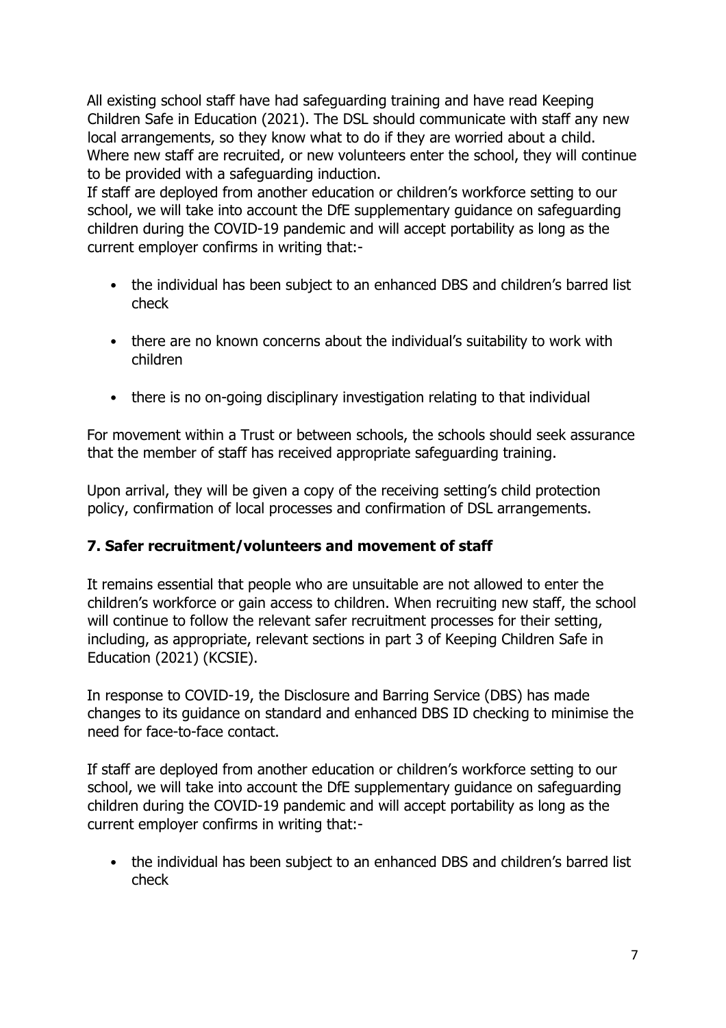All existing school staff have had safeguarding training and have read Keeping Children Safe in Education (2021). The DSL should communicate with staff any new local arrangements, so they know what to do if they are worried about a child. Where new staff are recruited, or new volunteers enter the school, they will continue to be provided with a safeguarding induction.
If staff are deployed from another education or children's workforce setting to our school, we will take into account the DfE supplementary guidance on safeguarding children during the COVID-19 pandemic and will accept portability as long as the current employer confirms in writing that:-

- the individual has been subject to an enhanced DBS and children's barred list check
- there are no known concerns about the individual's suitability to work with children
- there is no on-going disciplinary investigation relating to that individual

For movement within a Trust or between schools, the schools should seek assurance that the member of staff has received appropriate safeguarding training.

Upon arrival, they will be given a copy of the receiving setting's child protection policy, confirmation of local processes and confirmation of DSL arrangements.

## 7. Safer recruitment/volunteers and movement of staff

It remains essential that people who are unsuitable are not allowed to enter the children's workforce or gain access to children. When recruiting new staff, the school will continue to follow the relevant safer recruitment processes for their setting, including, as appropriate, relevant sections in part 3 of Keeping Children Safe in Education (2021) (KCSIE).

In response to COVID-19, the Disclosure and Barring Service (DBS) has made changes to its guidance on standard and enhanced DBS ID checking to minimise the need for face-to-face contact.

If staff are deployed from another education or children's workforce setting to our school, we will take into account the DfE supplementary guidance on safeguarding children during the COVID-19 pandemic and will accept portability as long as the current employer confirms in writing that:-

- the individual has been subject to an enhanced DBS and children's barred list check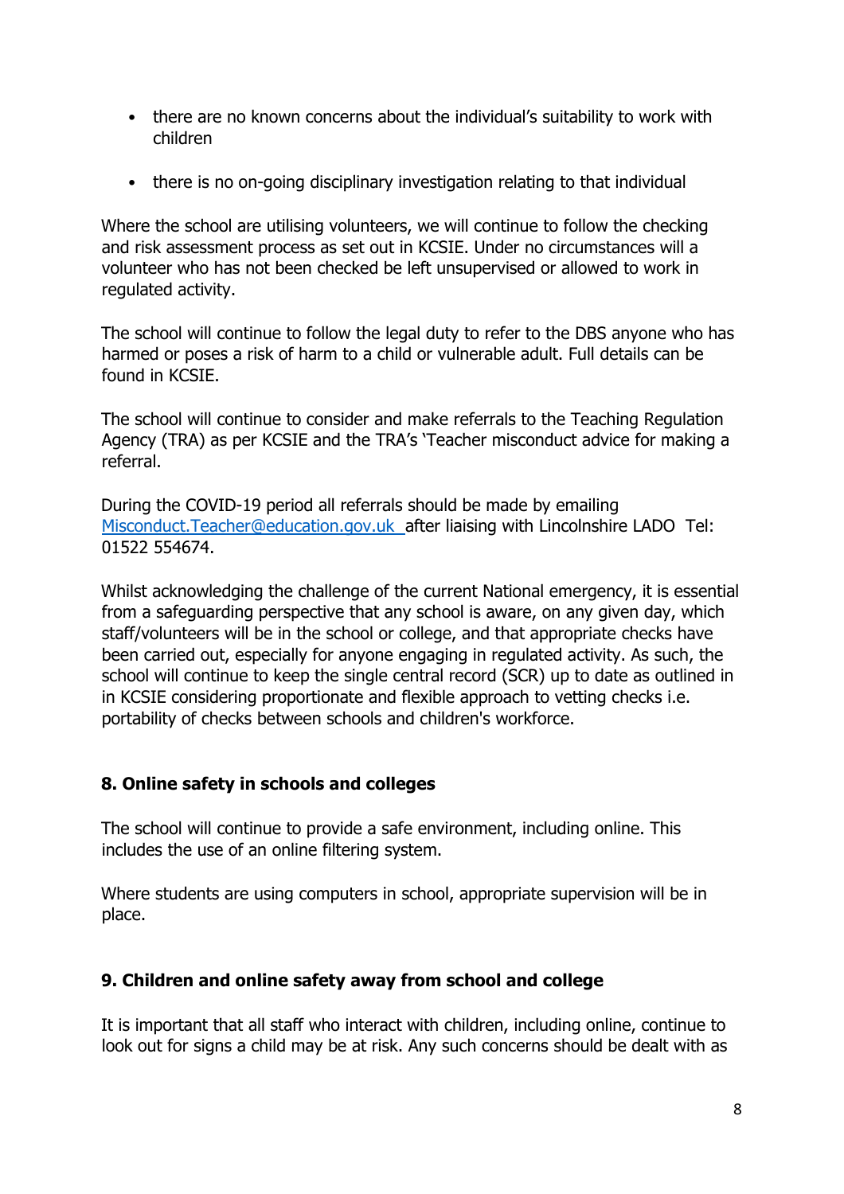- there are no known concerns about the individual's suitability to work with children
- there is no on-going disciplinary investigation relating to that individual

Where the school are utilising volunteers, we will continue to follow the checking and risk assessment process as set out in KCSIE. Under no circumstances will a volunteer who has not been checked be left unsupervised or allowed to work in regulated activity.

The school will continue to follow the legal duty to refer to the DBS anyone who has harmed or poses a risk of harm to a child or vulnerable adult. Full details can be found in KCSIE.

The school will continue to consider and make referrals to the Teaching Regulation Agency (TRA) as per KCSIE and the TRA's 'Teacher misconduct advice for making a referral.

During the COVID-19 period all referrals should be made by emailing [Misconduct.Teacher@education.gov.uk](mailto:Misconduct.Teacher@education.gov.uk) after liaising with Lincolnshire LADO Tel: 01522 554674.

Whilst acknowledging the challenge of the current National emergency, it is essential from a safeguarding perspective that any school is aware, on any given day, which staff/volunteers will be in the school or college, and that appropriate checks have been carried out, especially for anyone engaging in regulated activity. As such, the school will continue to keep the single central record (SCR) up to date as outlined in in KCSIE considering proportionate and flexible approach to vetting checks i.e. portability of checks between schools and children's workforce.

## 8. Online safety in schools and colleges

The school will continue to provide a safe environment, including online. This includes the use of an online filtering system.

Where students are using computers in school, appropriate supervision will be in place.

## 9. Children and online safety away from school and college

It is important that all staff who interact with children, including online, continue to look out for signs a child may be at risk. Any such concerns should be dealt with as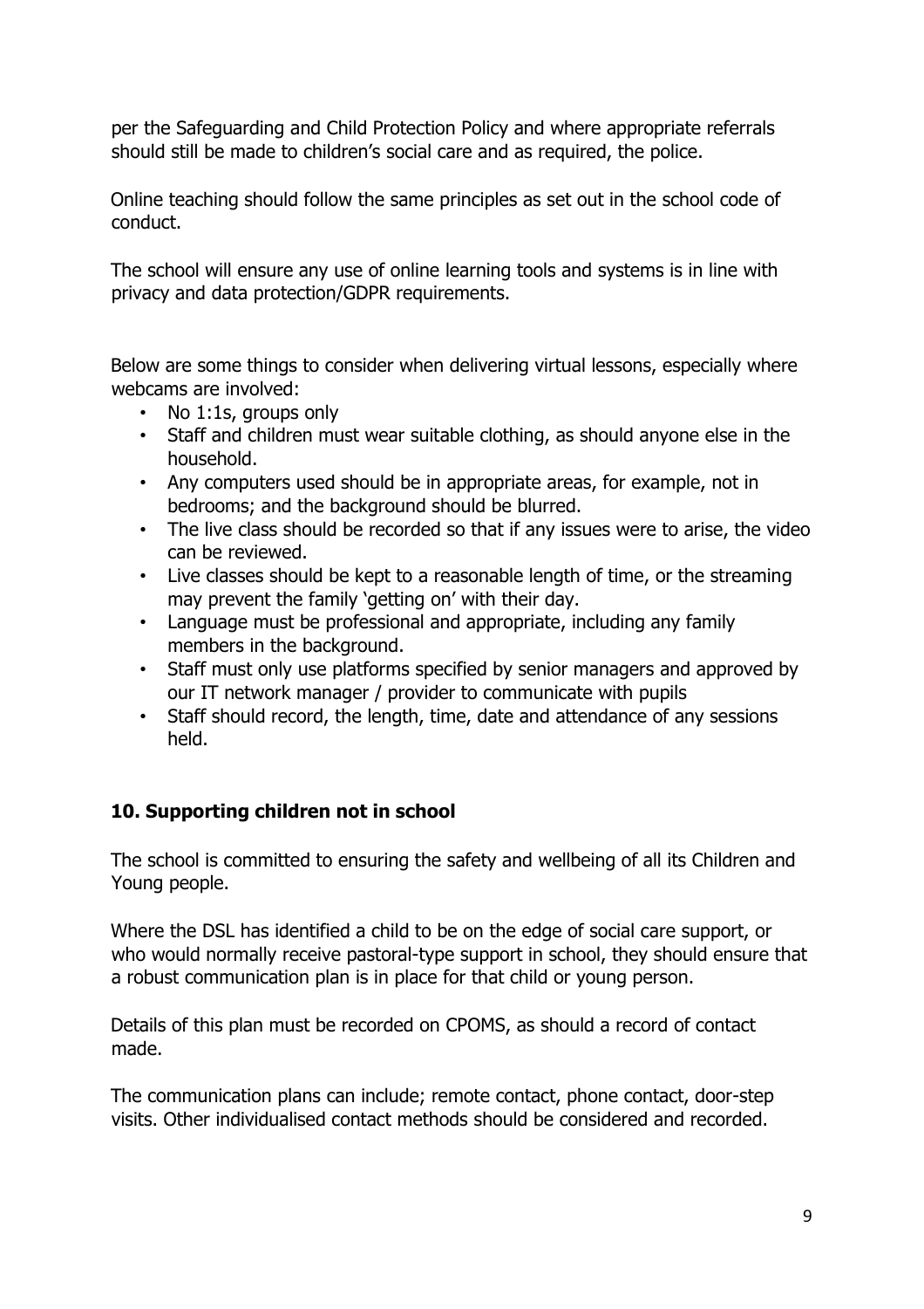per the Safeguarding and Child Protection Policy and where appropriate referrals should still be made to children's social care and as required, the police.

Online teaching should follow the same principles as set out in the school code of conduct.

The school will ensure any use of online learning tools and systems is in line with privacy and data protection/GDPR requirements.

Below are some things to consider when delivering virtual lessons, especially where webcams are involved:

- No 1:1s, groups only
- Staff and children must wear suitable clothing, as should anyone else in the household.
- Any computers used should be in appropriate areas, for example, not in bedrooms; and the background should be blurred.
- The live class should be recorded so that if any issues were to arise, the video can be reviewed.
- Live classes should be kept to a reasonable length of time, or the streaming may prevent the family 'getting on' with their day.
- Language must be professional and appropriate, including any family members in the background.
- Staff must only use platforms specified by senior managers and approved by our IT network manager / provider to communicate with pupils
- Staff should record, the length, time, date and attendance of any sessions held.

## 10. Supporting children not in school

The school is committed to ensuring the safety and wellbeing of all its Children and Young people.

Where the DSL has identified a child to be on the edge of social care support, or who would normally receive pastoral-type support in school, they should ensure that a robust communication plan is in place for that child or young person.

Details of this plan must be recorded on CPOMS, as should a record of contact made.

The communication plans can include; remote contact, phone contact, door-step visits. Other individualised contact methods should be considered and recorded.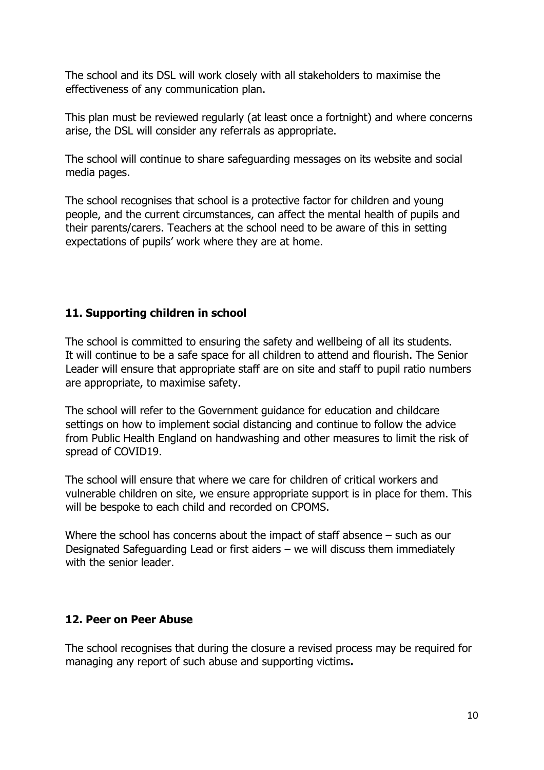The school and its DSL will work closely with all stakeholders to maximise the effectiveness of any communication plan.

This plan must be reviewed regularly (at least once a fortnight) and where concerns arise, the DSL will consider any referrals as appropriate.

The school will continue to share safeguarding messages on its website and social media pages.

The school recognises that school is a protective factor for children and young people, and the current circumstances, can affect the mental health of pupils and their parents/carers. Teachers at the school need to be aware of this in setting expectations of pupils' work where they are at home.

## 11. Supporting children in school

The school is committed to ensuring the safety and wellbeing of all its students. It will continue to be a safe space for all children to attend and flourish. The Senior Leader will ensure that appropriate staff are on site and staff to pupil ratio numbers are appropriate, to maximise safety.

The school will refer to the Government guidance for education and childcare settings on how to implement social distancing and continue to follow the advice from Public Health England on handwashing and other measures to limit the risk of spread of COVID19.

The school will ensure that where we care for children of critical workers and vulnerable children on site, we ensure appropriate support is in place for them. This will be bespoke to each child and recorded on CPOMS.

Where the school has concerns about the impact of staff absence – such as our Designated Safeguarding Lead or first aiders – we will discuss them immediately with the senior leader.

## 12. Peer on Peer Abuse

The school recognises that during the closure a revised process may be required for managing any report of such abuse and supporting victims**.**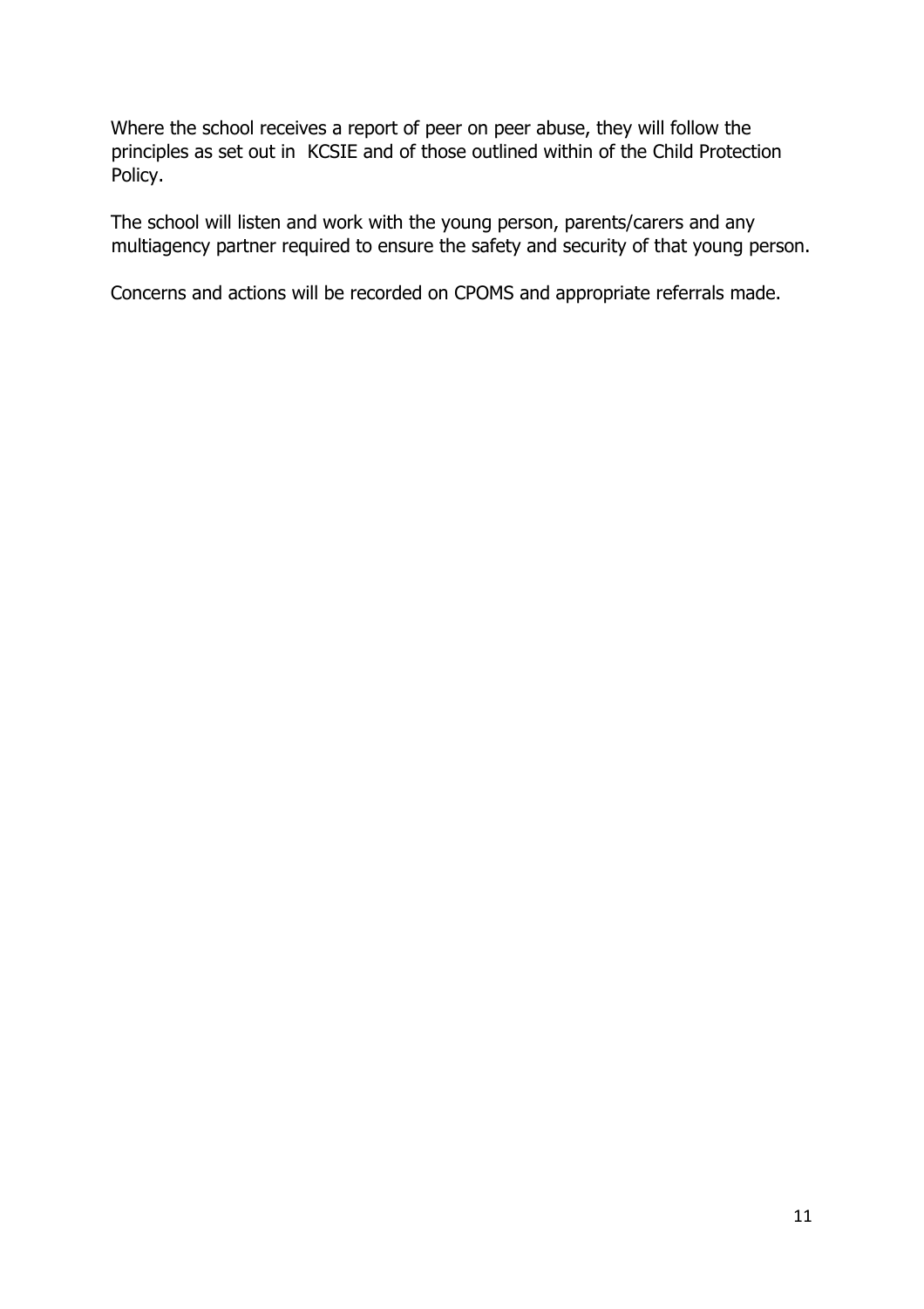Where the school receives a report of peer on peer abuse, they will follow the principles as set out in KCSIE and of those outlined within of the Child Protection Policy.

The school will listen and work with the young person, parents/carers and any multiagency partner required to ensure the safety and security of that young person.

Concerns and actions will be recorded on CPOMS and appropriate referrals made.